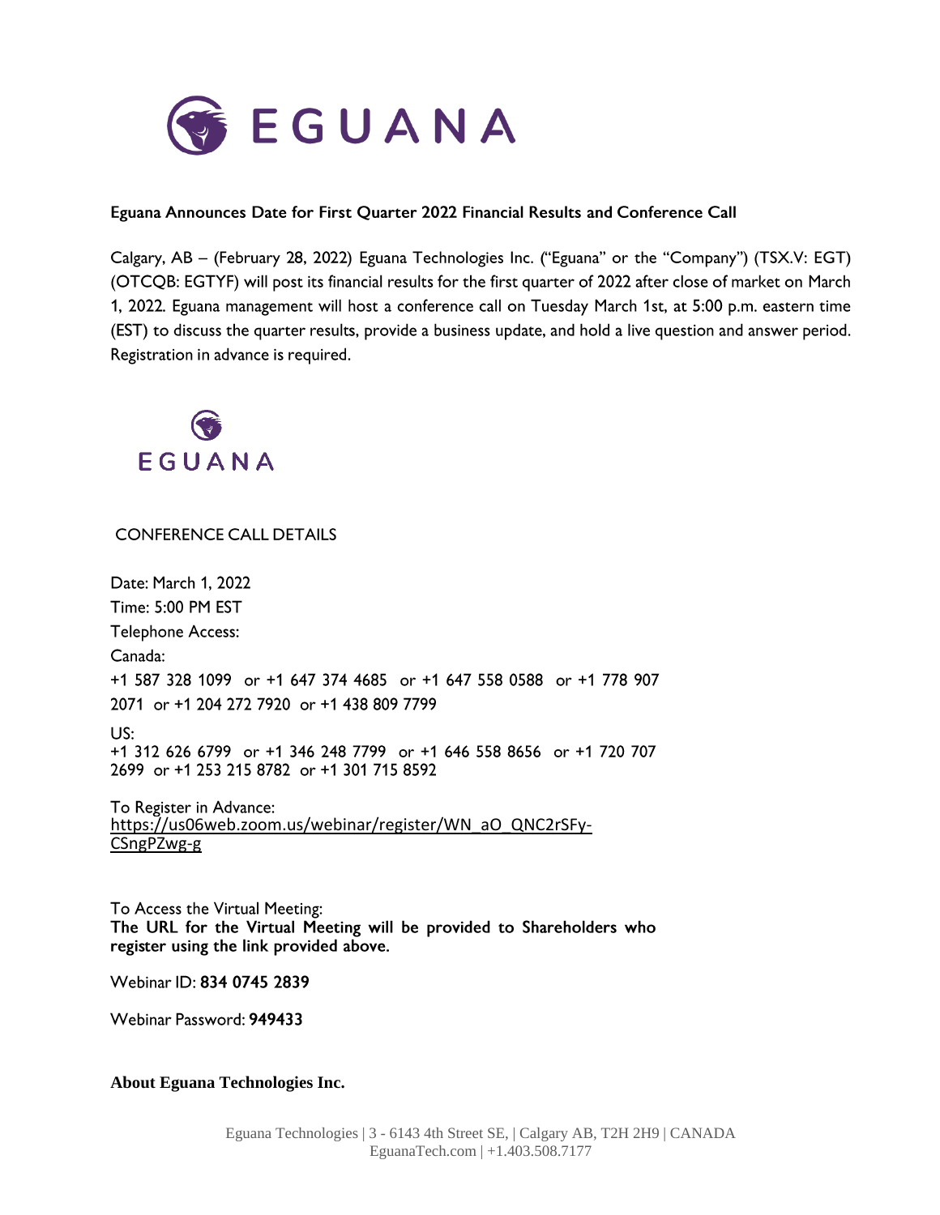EGUANA

**Eguana Announces Date for First Quarter 2022 Financial Results and Conference Call**

Calgary, AB – (February 28, 2022) Eguana Technologies Inc. ("Eguana" or the "Company") (TSX.V: EGT) (OTCQB: EGTYF) will post its financial results for the first quarter of 2022 after close of market on March 1, 2022. Eguana management will host a conference call on Tuesday March 1st, at 5:00 p.m. eastern time (EST) to discuss the quarter results, provide a business update, and hold a live question and answer period. Registration in advance is required.

EGUANA

CONFERENCE CALL DETAILS

Date: March 1, 2022

Time: 5:00 PM EST

Telephone Access:

Canada:

+1 587 328 1099 or +1 647 374 4685 or +1 647 558 0588 or +1 778 907 2071 or +1 204 272 7920 or +1 438 809 7799

US:

+1 312 626 6799 or +1 346 248 7799 or +1 646 558 8656 or +1 720 707 2699 or +1 253 215 8782 or +1 301 715 8592

To Register in Advance:
https://us06web.zoom.us/webinar/register/WN_aO_QNC2rSFy-CSngPZwg-g

To Access the Virtual Meeting:
**The URL for the Virtual Meeting will be provided to Shareholders who register using the link provided above.**

Webinar ID: **834 0745 2839**

Webinar Password: **949433**

**About Eguana Technologies Inc.**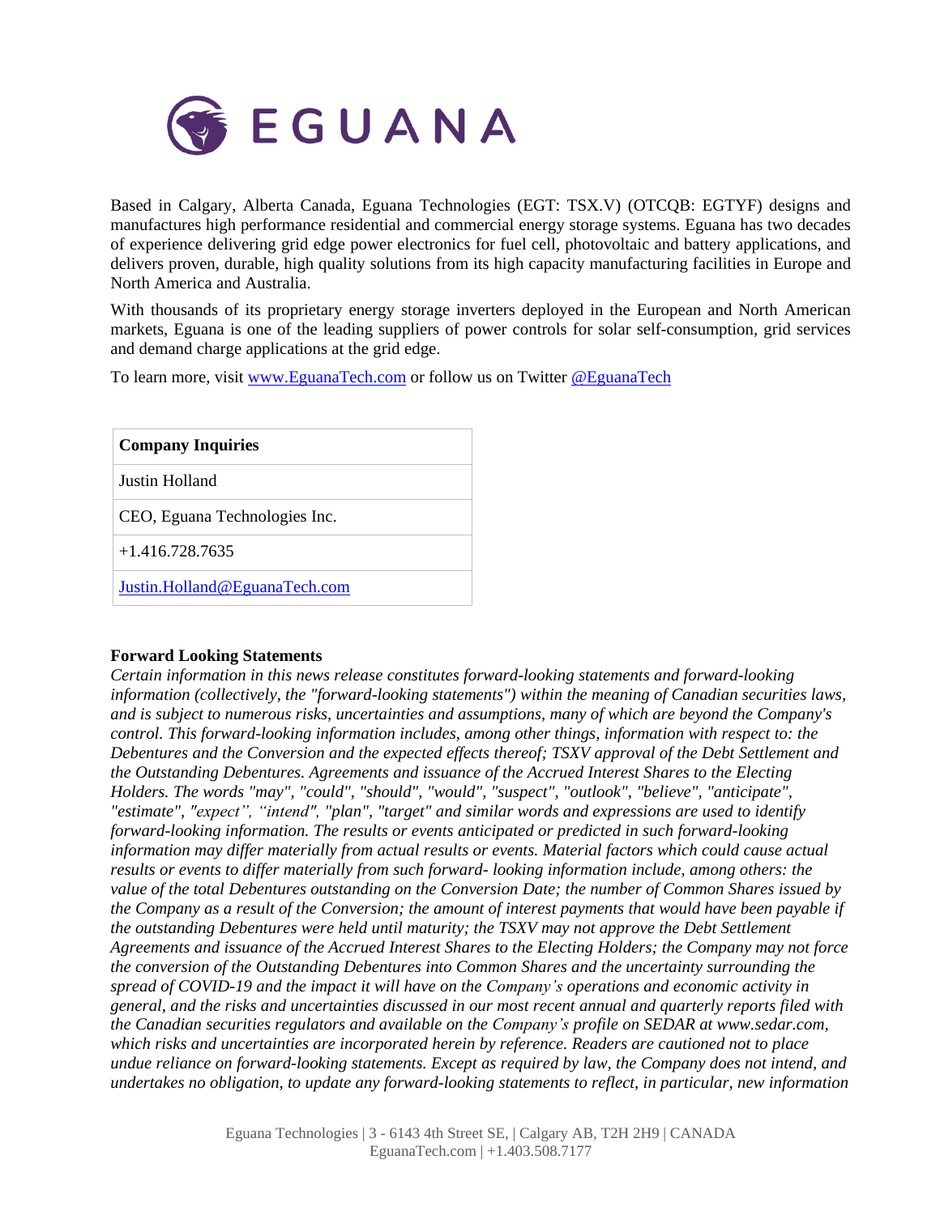Based in Calgary, Alberta Canada, Eguana Technologies (EGT: TSX.V) (OTCQB: EGTYF) designs and manufactures high performance residential and commercial energy storage systems. Eguana has two decades of experience delivering grid edge power electronics for fuel cell, photovoltaic and battery applications, and delivers proven, durable, high quality solutions from its high capacity manufacturing facilities in Europe and North America and Australia.

With thousands of its proprietary energy storage inverters deployed in the European and North American markets, Eguana is one of the leading suppliers of power controls for solar self-consumption, grid services and demand charge applications at the grid edge.

To learn more, visit www.EguanaTech.com or follow us on Twitter @EguanaTech

| **Company Inquiries** |
| --- |
| Justin Holland |
| CEO, Eguana Technologies Inc. |
| +1.416.728.7635 |
| Justin.Holland@EguanaTech.com |

**Forward Looking Statements**

*Certain information in this news release constitutes forward-looking statements and forward-looking information (collectively, the "forward-looking statements") within the meaning of Canadian securities laws, and is subject to numerous risks, uncertainties and assumptions, many of which are beyond the Company's control. This forward-looking information includes, among other things, information with respect to: the Debentures and the Conversion and the expected effects thereof; TSXV approval of the Debt Settlement and the Outstanding Debentures. Agreements and issuance of the Accrued Interest Shares to the Electing Holders. The words "may", "could", "should", "would", "suspect", "outlook", "believe", "anticipate", "estimate", "expect", "intend", "plan", "target" and similar words and expressions are used to identify forward-looking information. The results or events anticipated or predicted in such forward-looking information may differ materially from actual results or events. Material factors which could cause actual results or events to differ materially from such forward- looking information include, among others: the value of the total Debentures outstanding on the Conversion Date; the number of Common Shares issued by the Company as a result of the Conversion; the amount of interest payments that would have been payable if the outstanding Debentures were held until maturity; the TSXV may not approve the Debt Settlement Agreements and issuance of the Accrued Interest Shares to the Electing Holders; the Company may not force the conversion of the Outstanding Debentures into Common Shares and the uncertainty surrounding the spread of COVID-19 and the impact it will have on the Company's operations and economic activity in general, and the risks and uncertainties discussed in our most recent annual and quarterly reports filed with the Canadian securities regulators and available on the Company's profile on SEDAR at www.sedar.com, which risks and uncertainties are incorporated herein by reference. Readers are cautioned not to place undue reliance on forward-looking statements. Except as required by law, the Company does not intend, and undertakes no obligation, to update any forward-looking statements to reflect, in particular, new information*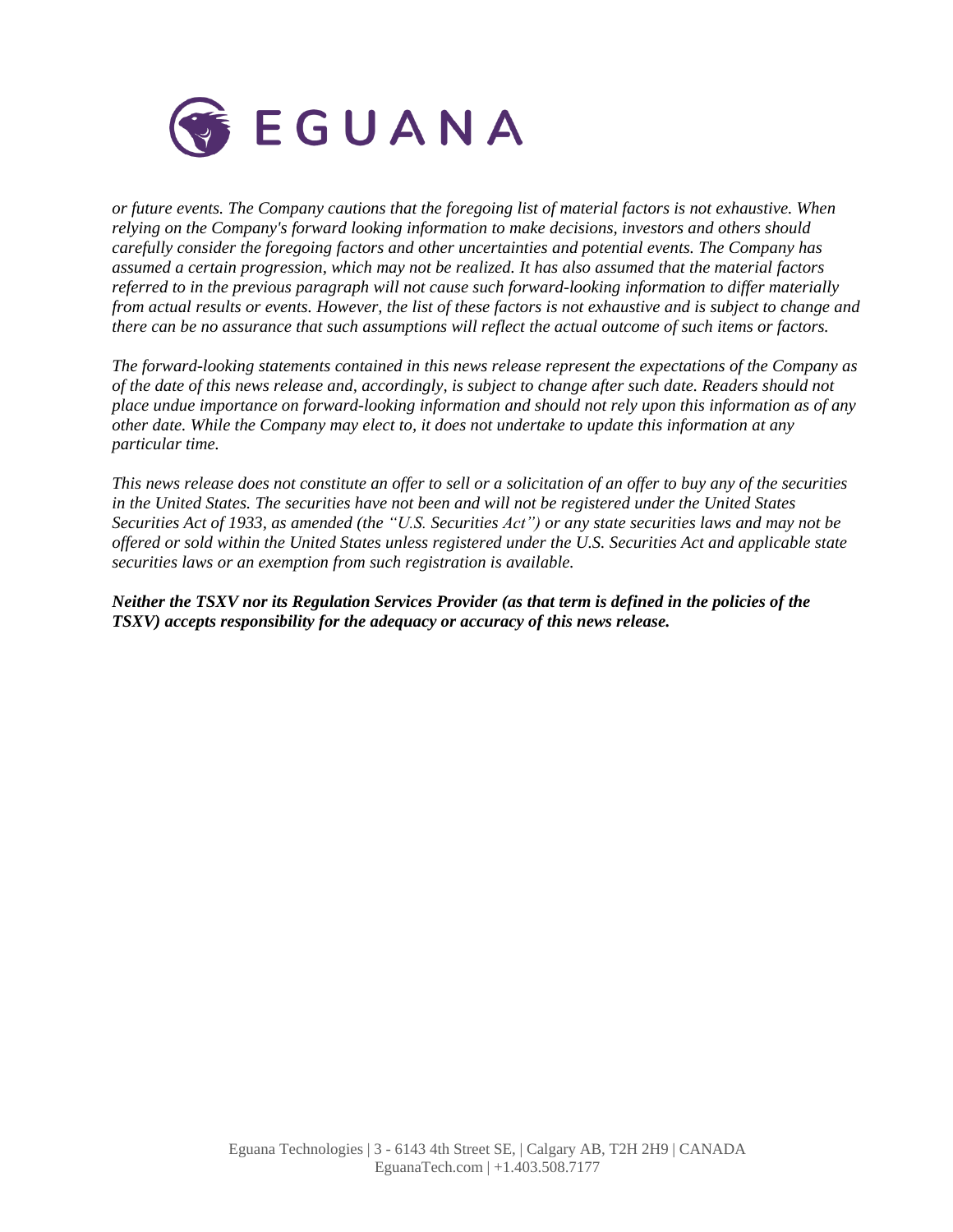*or future events. The Company cautions that the foregoing list of material factors is not exhaustive. When relying on the Company's forward looking information to make decisions, investors and others should carefully consider the foregoing factors and other uncertainties and potential events. The Company has assumed a certain progression, which may not be realized. It has also assumed that the material factors referred to in the previous paragraph will not cause such forward-looking information to differ materially from actual results or events. However, the list of these factors is not exhaustive and is subject to change and there can be no assurance that such assumptions will reflect the actual outcome of such items or factors.*

*The forward-looking statements contained in this news release represent the expectations of the Company as of the date of this news release and, accordingly, is subject to change after such date. Readers should not place undue importance on forward-looking information and should not rely upon this information as of any other date. While the Company may elect to, it does not undertake to update this information at any particular time.*

*This news release does not constitute an offer to sell or a solicitation of an offer to buy any of the securities in the United States. The securities have not been and will not be registered under the United States Securities Act of 1933, as amended (the "U.S. Securities Act") or any state securities laws and may not be offered or sold within the United States unless registered under the U.S. Securities Act and applicable state securities laws or an exemption from such registration is available.*

***Neither the TSXV nor its Regulation Services Provider (as that term is defined in the policies of the TSXV) accepts responsibility for the adequacy or accuracy of this news release.***